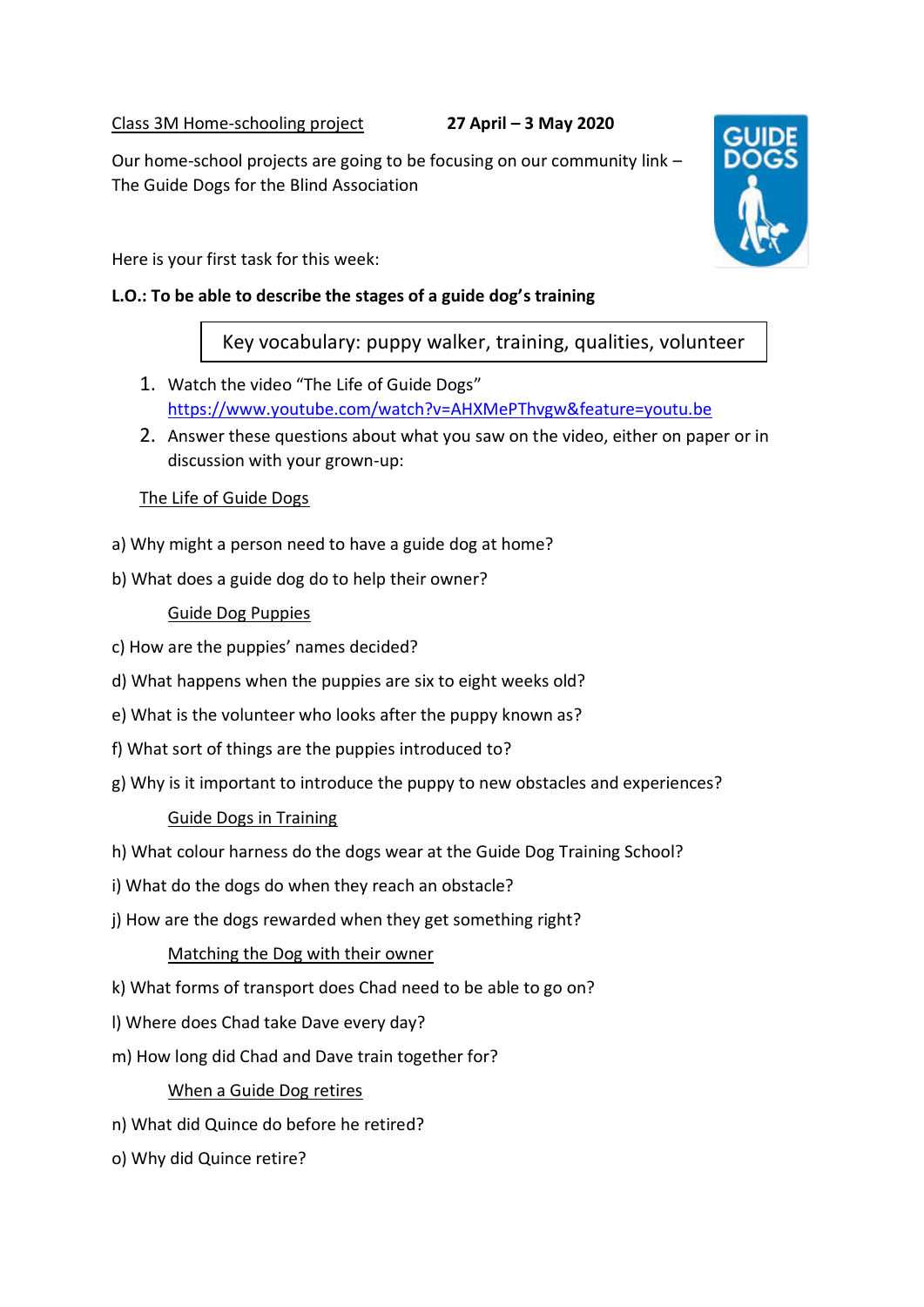Class 3M Home-schooling project **27 April – 3 May 2020**

Our home-school projects are going to be focusing on our community link – The Guide Dogs for the Blind Association

GUIDE DOGS

Here is your first task for this week:

**L.O.: To be able to describe the stages of a guide dog's training**

| Key vocabulary: puppy walker, training, qualities, volunteer |
|---|

1. Watch the video "The Life of Guide Dogs" https://www.youtube.com/watch?v=AHXMePThvgw&feature=youtu.be
2. Answer these questions about what you saw on the video, either on paper or in discussion with your grown-up:

The Life of Guide Dogs

a) Why might a person need to have a guide dog at home?

b) What does a guide dog do to help their owner?

Guide Dog Puppies

c) How are the puppies' names decided?

d) What happens when the puppies are six to eight weeks old?

e) What is the volunteer who looks after the puppy known as?

f) What sort of things are the puppies introduced to?

g) Why is it important to introduce the puppy to new obstacles and experiences?

Guide Dogs in Training

h) What colour harness do the dogs wear at the Guide Dog Training School?

i) What do the dogs do when they reach an obstacle?

j) How are the dogs rewarded when they get something right?

Matching the Dog with their owner

k) What forms of transport does Chad need to be able to go on?

l) Where does Chad take Dave every day?

m) How long did Chad and Dave train together for?

When a Guide Dog retires

n) What did Quince do before he retired?

o) Why did Quince retire?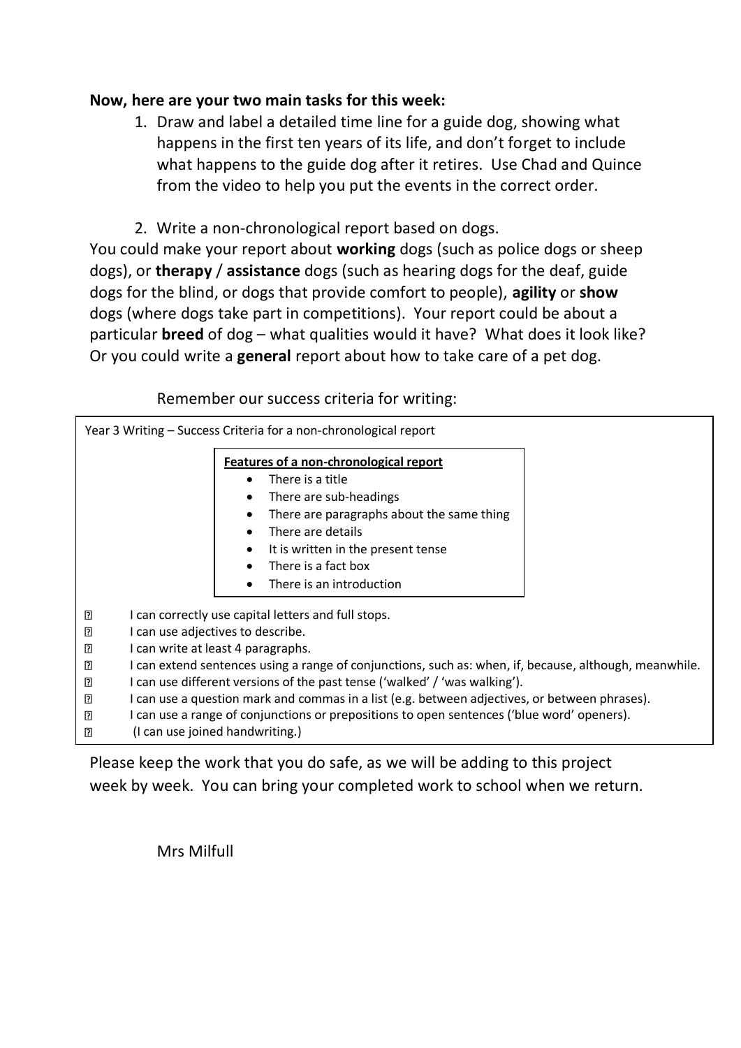**Now, here are your two main tasks for this week:**

1. Draw and label a detailed time line for a guide dog, showing what happens in the first ten years of its life, and don't forget to include what happens to the guide dog after it retires. Use Chad and Quince from the video to help you put the events in the correct order.

2. Write a non-chronological report based on dogs.

You could make your report about **working** dogs (such as police dogs or sheep dogs), or **therapy** / **assistance** dogs (such as hearing dogs for the deaf, guide dogs for the blind, or dogs that provide comfort to people), **agility** or **show** dogs (where dogs take part in competitions). Your report could be about a particular **breed** of dog – what qualities would it have? What does it look like? Or you could write a **general** report about how to take care of a pet dog.

Remember our success criteria for writing:

Year 3 Writing – Success Criteria for a non-chronological report

**Features of a non-chronological report**

- There is a title
- There are sub-headings
- There are paragraphs about the same thing
- There are details
- It is written in the present tense
- There is a fact box
- There is an introduction

- I can correctly use capital letters and full stops.
- I can use adjectives to describe.
- I can write at least 4 paragraphs.
- I can extend sentences using a range of conjunctions, such as: when, if, because, although, meanwhile.
- I can use different versions of the past tense ('walked' / 'was walking').
- I can use a question mark and commas in a list (e.g. between adjectives, or between phrases).
- I can use a range of conjunctions or prepositions to open sentences ('blue word' openers).
- (I can use joined handwriting.)

Please keep the work that you do safe, as we will be adding to this project week by week. You can bring your completed work to school when we return.

Mrs Milfull